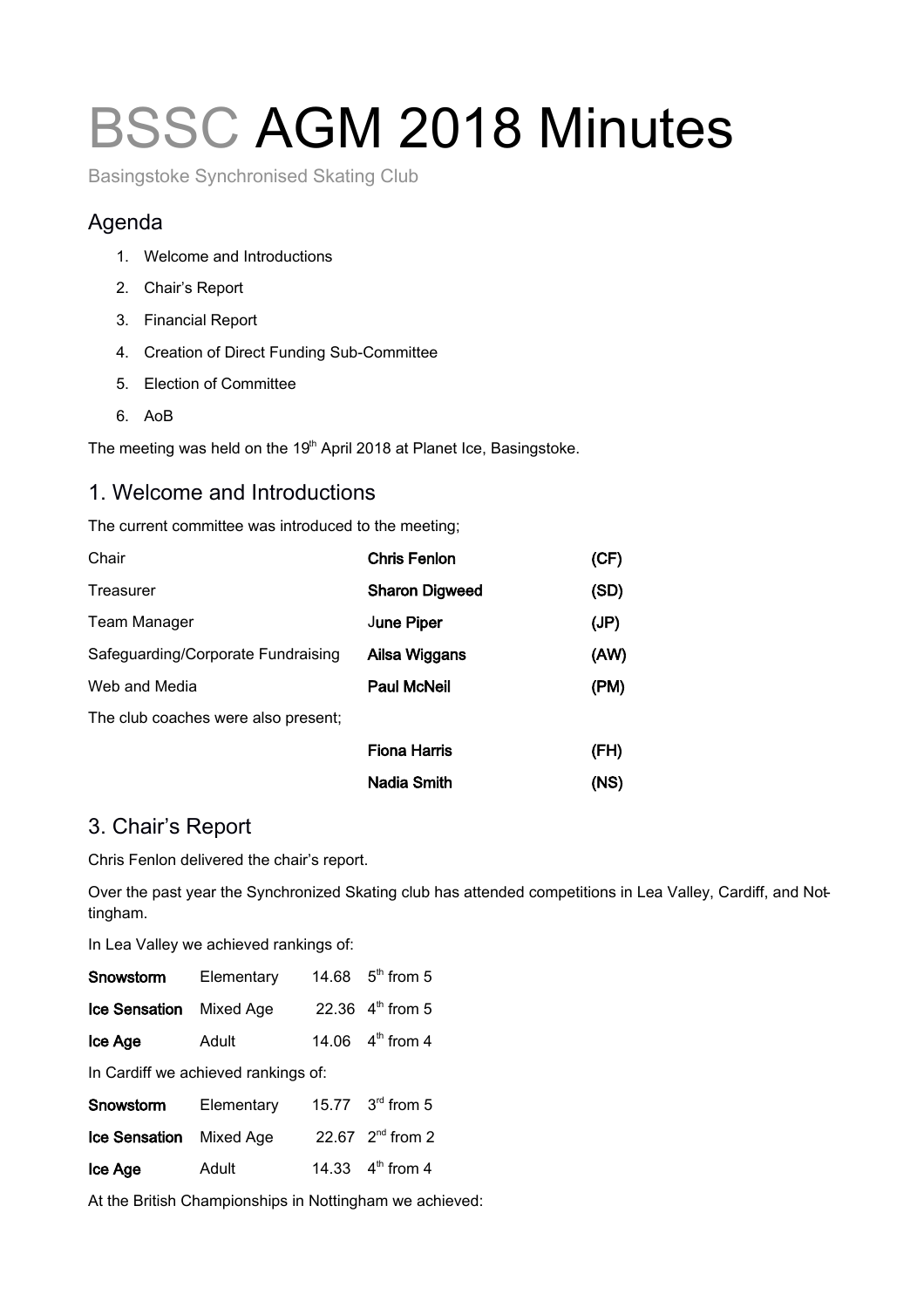# BSSC AGM 2018 Minutes

Basingstoke Synchronised Skating Club

## Agenda

1. Welcome and Introductions
2. Chair's Report
3. Financial Report
4. Creation of Direct Funding Sub-Committee
5. Election of Committee
6. AoB

The meeting was held on the 19th April 2018 at Planet Ice, Basingstoke.

## 1. Welcome and Introductions

The current committee was introduced to the meeting;

| | | |
|---|---|---|
| Chair | **Chris Fenlon** | **(CF)** |
| Treasurer | **Sharon Digweed** | **(SD)** |
| Team Manager | **June Piper** | **(JP)** |
| Safeguarding/Corporate Fundraising | **Ailsa Wiggans** | **(AW)** |
| Web and Media | **Paul McNeil** | **(PM)** |

The club coaches were also present;

| | | |
|---|---|---|
| | **Fiona Harris** | **(FH)** |
| | **Nadia Smith** | **(NS)** |

## 3. Chair's Report

Chris Fenlon delivered the chair's report.

Over the past year the Synchronized Skating club has attended competitions in Lea Valley, Cardiff, and Nottingham.

In Lea Valley we achieved rankings of:

| | | | |
|---|---|---|---|
| **Snowstorm** | Elementary | 14.68 | 5th from 5 |
| **Ice Sensation** | Mixed Age | 22.36 | 4th from 5 |
| **Ice Age** | Adult | 14.06 | 4th from 4 |

In Cardiff we achieved rankings of:

| | | | |
|---|---|---|---|
| **Snowstorm** | Elementary | 15.77 | 3rd from 5 |
| **Ice Sensation** | Mixed Age | 22.67 | 2nd from 2 |
| **Ice Age** | Adult | 14.33 | 4th from 4 |

At the British Championships in Nottingham we achieved: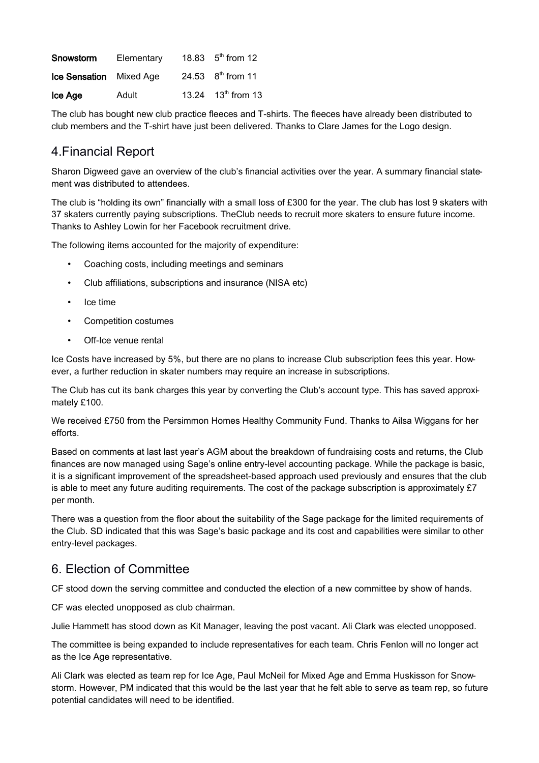| | | | |
|---|---|---|---|
| **Snowstorm** | Elementary | 18.83 | 5th from 12 |
| **Ice Sensation** | Mixed Age | 24.53 | 8th from 11 |
| **Ice Age** | Adult | 13.24 | 13th from 13 |

The club has bought new club practice fleeces and T-shirts. The fleeces have already been distributed to club members and the T-shirt have just been delivered. Thanks to Clare James for the Logo design.

## 4.Financial Report

Sharon Digweed gave an overview of the club's financial activities over the year. A summary financial statement was distributed to attendees.

The club is "holding its own" financially with a small loss of £300 for the year. The club has lost 9 skaters with 37 skaters currently paying subscriptions. TheClub needs to recruit more skaters to ensure future income. Thanks to Ashley Lowin for her Facebook recruitment drive.

The following items accounted for the majority of expenditure:

- Coaching costs, including meetings and seminars
- Club affiliations, subscriptions and insurance (NISA etc)
- Ice time
- Competition costumes
- Off-Ice venue rental

Ice Costs have increased by 5%, but there are no plans to increase Club subscription fees this year. However, a further reduction in skater numbers may require an increase in subscriptions.

The Club has cut its bank charges this year by converting the Club's account type. This has saved approximately £100.

We received £750 from the Persimmon Homes Healthy Community Fund. Thanks to Ailsa Wiggans for her efforts.

Based on comments at last last year's AGM about the breakdown of fundraising costs and returns, the Club finances are now managed using Sage's online entry-level accounting package. While the package is basic, it is a significant improvement of the spreadsheet-based approach used previously and ensures that the club is able to meet any future auditing requirements. The cost of the package subscription is approximately £7 per month.

There was a question from the floor about the suitability of the Sage package for the limited requirements of the Club. SD indicated that this was Sage's basic package and its cost and capabilities were similar to other entry-level packages.

## 6. Election of Committee

CF stood down the serving committee and conducted the election of a new committee by show of hands.

CF was elected unopposed as club chairman.

Julie Hammett has stood down as Kit Manager, leaving the post vacant. Ali Clark was elected unopposed.

The committee is being expanded to include representatives for each team. Chris Fenlon will no longer act as the Ice Age representative.

Ali Clark was elected as team rep for Ice Age, Paul McNeil for Mixed Age and Emma Huskisson for Snowstorm. However, PM indicated that this would be the last year that he felt able to serve as team rep, so future potential candidates will need to be identified.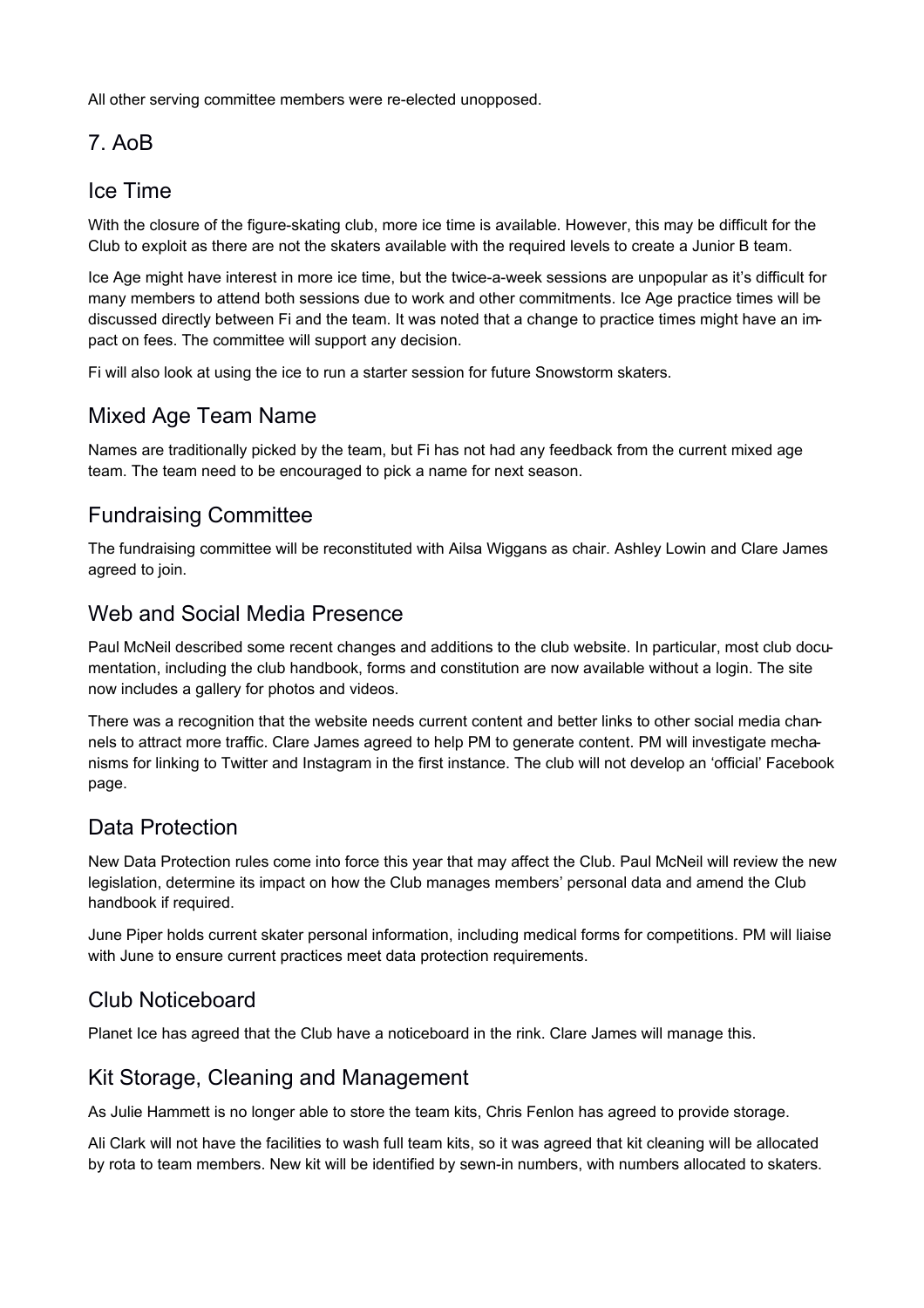All other serving committee members were re-elected unopposed.

## 7. AoB

## Ice Time

With the closure of the figure-skating club, more ice time is available. However, this may be difficult for the Club to exploit as there are not the skaters available with the required levels to create a Junior B team.

Ice Age might have interest in more ice time, but the twice-a-week sessions are unpopular as it's difficult for many members to attend both sessions due to work and other commitments. Ice Age practice times will be discussed directly between Fi and the team. It was noted that a change to practice times might have an impact on fees. The committee will support any decision.

Fi will also look at using the ice to run a starter session for future Snowstorm skaters.

## Mixed Age Team Name

Names are traditionally picked by the team, but Fi has not had any feedback from the current mixed age team. The team need to be encouraged to pick a name for next season.

## Fundraising Committee

The fundraising committee will be reconstituted with Ailsa Wiggans as chair. Ashley Lowin and Clare James agreed to join.

## Web and Social Media Presence

Paul McNeil described some recent changes and additions to the club website. In particular, most club documentation, including the club handbook, forms and constitution are now available without a login. The site now includes a gallery for photos and videos.

There was a recognition that the website needs current content and better links to other social media channels to attract more traffic. Clare James agreed to help PM to generate content. PM will investigate mechanisms for linking to Twitter and Instagram in the first instance. The club will not develop an 'official' Facebook page.

## Data Protection

New Data Protection rules come into force this year that may affect the Club. Paul McNeil will review the new legislation, determine its impact on how the Club manages members' personal data and amend the Club handbook if required.

June Piper holds current skater personal information, including medical forms for competitions. PM will liaise with June to ensure current practices meet data protection requirements.

## Club Noticeboard

Planet Ice has agreed that the Club have a noticeboard in the rink. Clare James will manage this.

## Kit Storage, Cleaning and Management

As Julie Hammett is no longer able to store the team kits, Chris Fenlon has agreed to provide storage.

Ali Clark will not have the facilities to wash full team kits, so it was agreed that kit cleaning will be allocated by rota to team members. New kit will be identified by sewn-in numbers, with numbers allocated to skaters.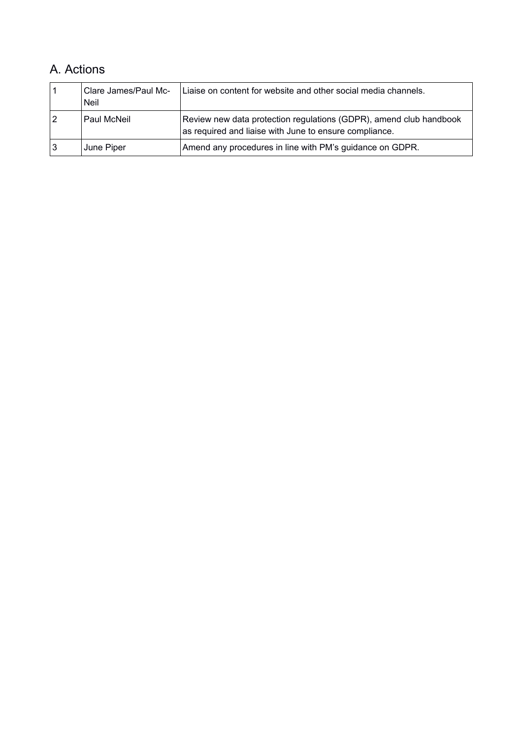## A. Actions

| | | |
|---|---|---|
| 1 | Clare James/Paul Mc-Neil | Liaise on content for website and other social media channels. |
| 2 | Paul McNeil | Review new data protection regulations (GDPR), amend club handbook as required and liaise with June to ensure compliance. |
| 3 | June Piper | Amend any procedures in line with PM's guidance on GDPR. |